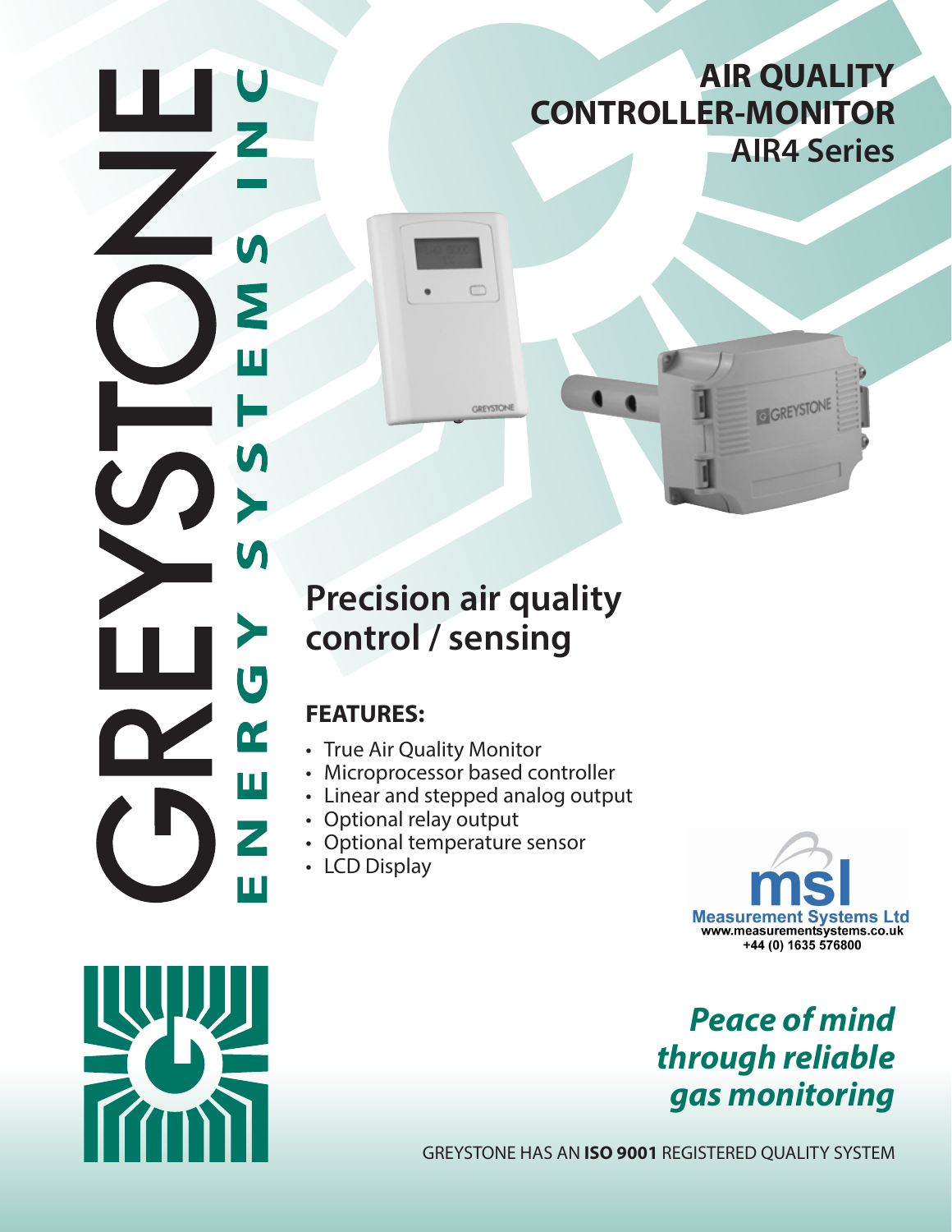GREYSTONE

ENERGY SYSTEMS INC

# AIR QUALITY CONTROLLER-MONITOR
## AIR4 Series

# Precision air quality control / sensing

### FEATURES:

- True Air Quality Monitor
- Microprocessor based controller
- Linear and stepped analog output
- Optional relay output
- Optional temperature sensor
- LCD Display

msl
Measurement Systems Ltd
www.measurementsystems.co.uk
+44 (0) 1635 576800

***Peace of mind through reliable gas monitoring***

GREYSTONE HAS AN **ISO 9001** REGISTERED QUALITY SYSTEM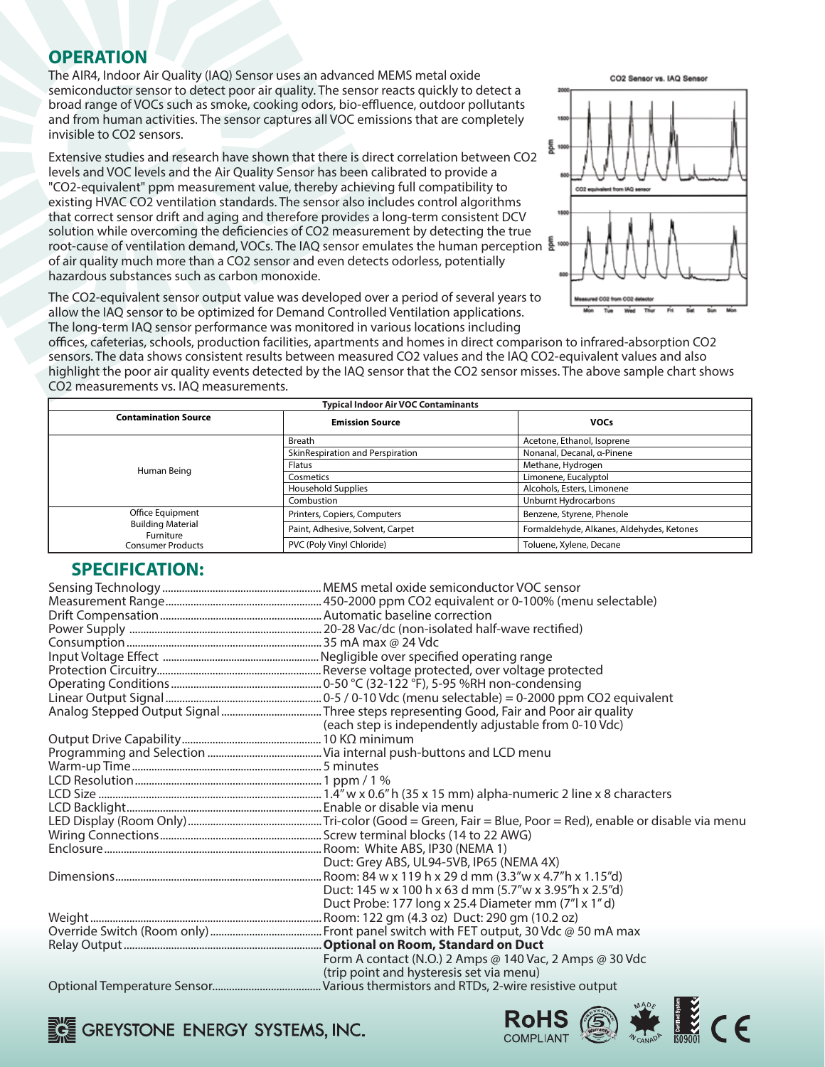## OPERATION

The AIR4, Indoor Air Quality (IAQ) Sensor uses an advanced MEMS metal oxide semiconductor sensor to detect poor air quality. The sensor reacts quickly to detect a broad range of VOCs such as smoke, cooking odors, bio-effluence, outdoor pollutants and from human activities. The sensor captures all VOC emissions that are completely invisible to CO2 sensors.

Extensive studies and research have shown that there is direct correlation between CO2 levels and VOC levels and the Air Quality Sensor has been calibrated to provide a "CO2-equivalent" ppm measurement value, thereby achieving full compatibility to existing HVAC CO2 ventilation standards. The sensor also includes control algorithms that correct sensor drift and aging and therefore provides a long-term consistent DCV solution while overcoming the deficiencies of CO2 measurement by detecting the true root-cause of ventilation demand, VOCs. The IAQ sensor emulates the human perception of air quality much more than a CO2 sensor and even detects odorless, potentially hazardous substances such as carbon monoxide.

The CO2-equivalent sensor output value was developed over a period of several years to allow the IAQ sensor to be optimized for Demand Controlled Ventilation applications. The long-term IAQ sensor performance was monitored in various locations including offices, cafeterias, schools, production facilities, apartments and homes in direct comparison to infrared-absorption CO2 sensors. The data shows consistent results between measured CO2 values and the IAQ CO2-equivalent values and also highlight the poor air quality events detected by the IAQ sensor that the CO2 sensor misses. The above sample chart shows CO2 measurements vs. IAQ measurements.

**Typical Indoor Air VOC Contaminants**

| Contamination Source | Emission Source | VOCs |
|---|---|---|
| Human Being | Breath | Acetone, Ethanol, Isoprene |
| | SkinRespiration and Perspiration | Nonanal, Decanal, α-Pinene |
| | Flatus | Methane, Hydrogen |
| | Cosmetics | Limonene, Eucalyptol |
| | Household Supplies | Alcohols, Esters, Limonene |
| | Combustion | Unburnt Hydrocarbons |
| Office Equipment | Printers, Copiers, Computers | Benzene, Styrene, Phenole |
| Building Material<br>Furniture | Paint, Adhesive, Solvent, Carpet | Formaldehyde, Alkanes, Aldehydes, Ketones |
| Consumer Products | PVC (Poly Vinyl Chloride) | Toluene, Xylene, Decane |

## SPECIFICATION:

Sensing Technology ........ MEMS metal oxide semiconductor VOC sensor
Measurement Range ........ 450-2000 ppm CO2 equivalent or 0-100% (menu selectable)
Drift Compensation ........ Automatic baseline correction
Power Supply ........ 20-28 Vac/dc (non-isolated half-wave rectified)
Consumption ........ 35 mA max @ 24 Vdc
Input Voltage Effect ........ Negligible over specified operating range
Protection Circuitry ........ Reverse voltage protected, over voltage protected
Operating Conditions ........ 0-50 °C (32-122 °F), 5-95 %RH non-condensing
Linear Output Signal ........ 0-5 / 0-10 Vdc (menu selectable) = 0-2000 ppm CO2 equivalent
Analog Stepped Output Signal ........ Three steps representing Good, Fair and Poor air quality (each step is independently adjustable from 0-10 Vdc)
Output Drive Capability ........ 10 KΩ minimum
Programming and Selection ........ Via internal push-buttons and LCD menu
Warm-up Time ........ 5 minutes
LCD Resolution ........ 1 ppm / 1 %
LCD Size ........ 1.4" w x 0.6" h (35 x 15 mm) alpha-numeric 2 line x 8 characters
LCD Backlight ........ Enable or disable via menu
LED Display (Room Only) ........ Tri-color (Good = Green, Fair = Blue, Poor = Red), enable or disable via menu
Wiring Connections ........ Screw terminal blocks (14 to 22 AWG)
Enclosure ........ Room: White ABS, IP30 (NEMA 1)
Duct: Grey ABS, UL94-5VB, IP65 (NEMA 4X)
Dimensions ........ Room: 84 w x 119 h x 29 d mm (3.3"w x 4.7"h x 1.15"d)
Duct: 145 w x 100 h x 63 d mm (5.7"w x 3.95"h x 2.5"d)
Duct Probe: 177 long x 25.4 Diameter mm (7"l x 1" d)
Weight ........ Room: 122 gm (4.3 oz) Duct: 290 gm (10.2 oz)
Override Switch (Room only) ........ Front panel switch with FET output, 30 Vdc @ 50 mA max
Relay Output ........ **Optional on Room, Standard on Duct**
Form A contact (N.O.) 2 Amps @ 140 Vac, 2 Amps @ 30 Vdc (trip point and hysteresis set via menu)
Optional Temperature Sensor ........ Various thermistors and RTDs, 2-wire resistive output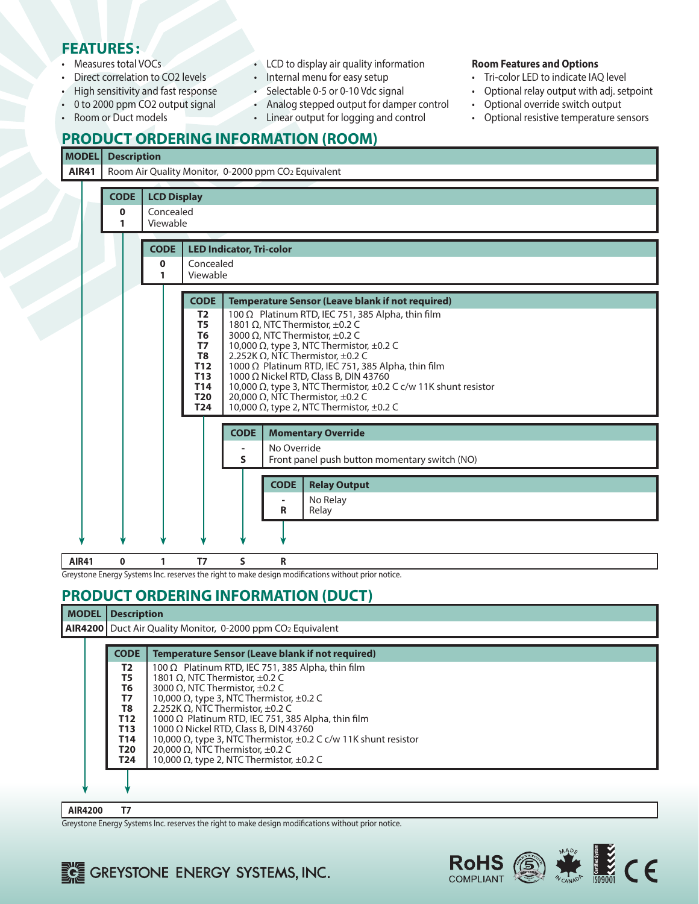## FEATURES:

- Measures total VOCs
- Direct correlation to CO2 levels
- High sensitivity and fast response
- 0 to 2000 ppm CO2 output signal
- Room or Duct models
- LCD to display air quality information
- Internal menu for easy setup
- Selectable 0-5 or 0-10 Vdc signal
- Analog stepped output for damper control
- Linear output for logging and control

**Room Features and Options**

- Tri-color LED to indicate IAQ level
- Optional relay output with adj. setpoint
- Optional override switch output
- Optional resistive temperature sensors

## PRODUCT ORDERING INFORMATION (ROOM)

| MODEL | Description |
|---|---|
| AIR41 | Room Air Quality Monitor, 0-2000 ppm $CO_2$ Equivalent |

| CODE | LCD Display |
|---|---|
| 0 | Concealed |
| 1 | Viewable |

| CODE | LED Indicator, Tri-color |
|---|---|
| 0 | Concealed |
| 1 | Viewable |

| CODE | Temperature Sensor (Leave blank if not required) |
|---|---|
| T2 | 100 Ω Platinum RTD, IEC 751, 385 Alpha, thin film |
| T5 | 1801 Ω, NTC Thermistor, ±0.2 C |
| T6 | 3000 Ω, NTC Thermistor, ±0.2 C |
| T7 | 10,000 Ω, type 3, NTC Thermistor, ±0.2 C |
| T8 | 2.252K Ω, NTC Thermistor, ±0.2 C |
| T12 | 1000 Ω Platinum RTD, IEC 751, 385 Alpha, thin film |
| T13 | 1000 Ω Nickel RTD, Class B, DIN 43760 |
| T14 | 10,000 Ω, type 3, NTC Thermistor, ±0.2 C c/w 11K shunt resistor |
| T20 | 20,000 Ω, NTC Thermistor, ±0.2 C |
| T24 | 10,000 Ω, type 2, NTC Thermistor, ±0.2 C |

| CODE | Momentary Override |
|---|---|
| - | No Override |
| S | Front panel push button momentary switch (NO) |

| CODE | Relay Output |
|---|---|
| - | No Relay |
| R | Relay |

Example: AIR41 0 1 T7 S R

Greystone Energy Systems Inc. reserves the right to make design modifications without prior notice.

## PRODUCT ORDERING INFORMATION (DUCT)

| MODEL | Description |
|---|---|
| AIR4200 | Duct Air Quality Monitor, 0-2000 ppm $CO_2$ Equivalent |

| CODE | Temperature Sensor (Leave blank if not required) |
|---|---|
| T2 | 100 Ω Platinum RTD, IEC 751, 385 Alpha, thin film |
| T5 | 1801 Ω, NTC Thermistor, ±0.2 C |
| T6 | 3000 Ω, NTC Thermistor, ±0.2 C |
| T7 | 10,000 Ω, type 3, NTC Thermistor, ±0.2 C |
| T8 | 2.252K Ω, NTC Thermistor, ±0.2 C |
| T12 | 1000 Ω Platinum RTD, IEC 751, 385 Alpha, thin film |
| T13 | 1000 Ω Nickel RTD, Class B, DIN 43760 |
| T14 | 10,000 Ω, type 3, NTC Thermistor, ±0.2 C c/w 11K shunt resistor |
| T20 | 20,000 Ω, NTC Thermistor, ±0.2 C |
| T24 | 10,000 Ω, type 2, NTC Thermistor, ±0.2 C |

Example: AIR4200 T7

Greystone Energy Systems Inc. reserves the right to make design modifications without prior notice.

GREYSTONE ENERGY SYSTEMS, INC.

RoHS COMPLIANT · 5 Warranty · MADE IN CANADA · Certified System ISO9001 · CE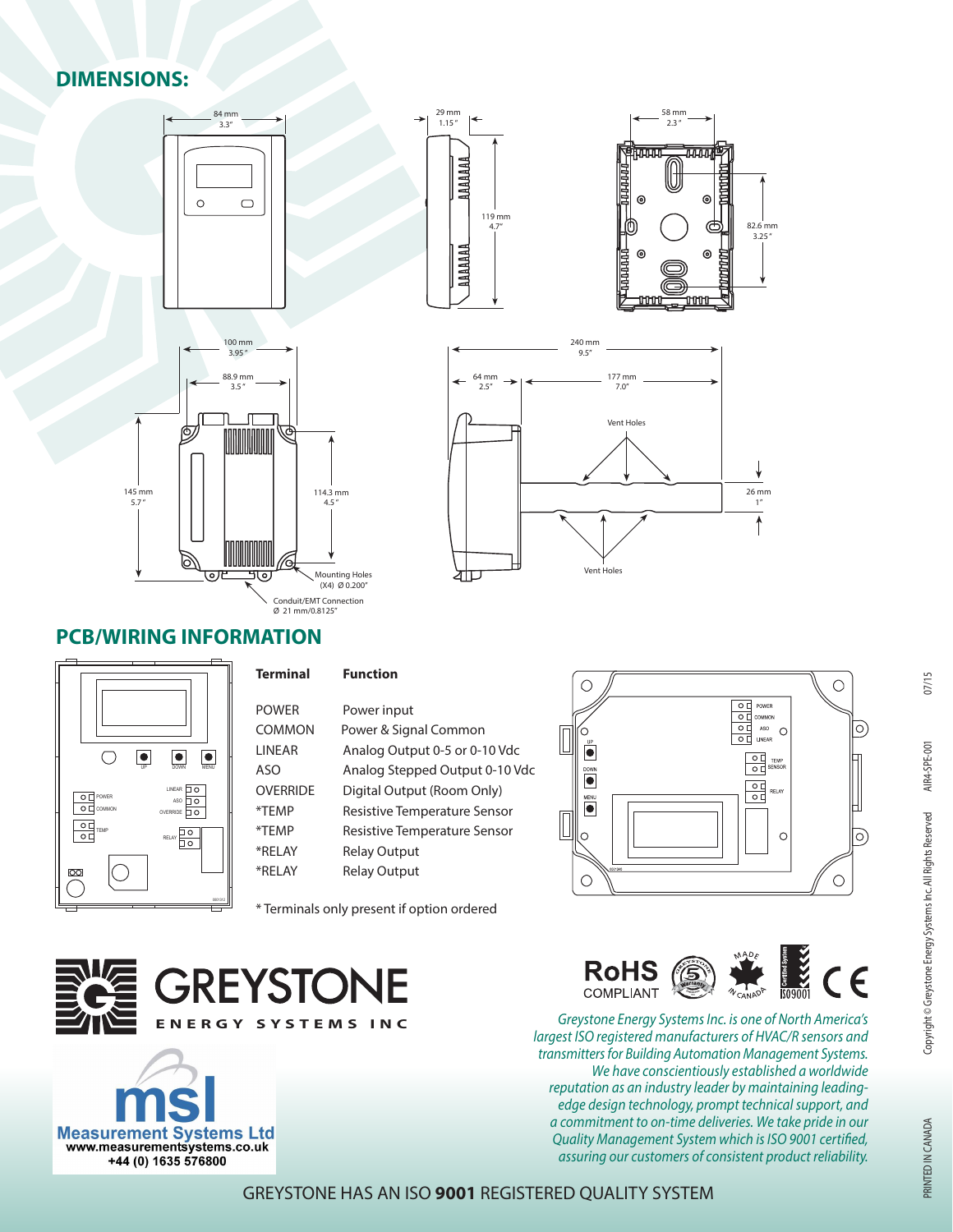## DIMENSIONS:

84 mm
3.3"

29 mm
1.15"

119 mm
4.7"

58 mm
2.3"

82.6 mm
3.25"

100 mm
3.95"

88.9 mm
3.5"

145 mm
5.7"

114.3 mm
4.5"

Mounting Holes
(X4) Ø 0.200"

Conduit/EMT Connection
Ø 21 mm/0.8125"

240 mm
9.5"

64 mm
2.5"

177 mm
7.0"

Vent Holes

26 mm
1"

Vent Holes

## PCB/WIRING INFORMATION

| Terminal | Function |
|---|---|
| POWER | Power input |
| COMMON | Power & Signal Common |
| LINEAR | Analog Output 0-5 or 0-10 Vdc |
| ASO | Analog Stepped Output 0-10 Vdc |
| OVERRIDE | Digital Output (Room Only) |
| *TEMP | Resistive Temperature Sensor |
| *TEMP | Resistive Temperature Sensor |
| *RELAY | Relay Output |
| *RELAY | Relay Output |

* Terminals only present if option ordered

GREYSTONE
ENERGY SYSTEMS INC

msl
Measurement Systems Ltd
www.measurementsystems.co.uk
+44 (0) 1635 576800

RoHS COMPLIANT

*Greystone Energy Systems Inc. is one of North America's largest ISO registered manufacturers of HVAC/R sensors and transmitters for Building Automation Management Systems. We have conscientiously established a worldwide reputation as an industry leader by maintaining leading-edge design technology, prompt technical support, and a commitment to on-time deliveries. We take pride in our Quality Management System which is ISO 9001 certified, assuring our customers of consistent product reliability.*

GREYSTONE HAS AN ISO **9001** REGISTERED QUALITY SYSTEM

PRINTED IN CANADA    Copyright © Greystone Energy Systems Inc. All Rights Reserved    AIR4-SPE-001    07/15